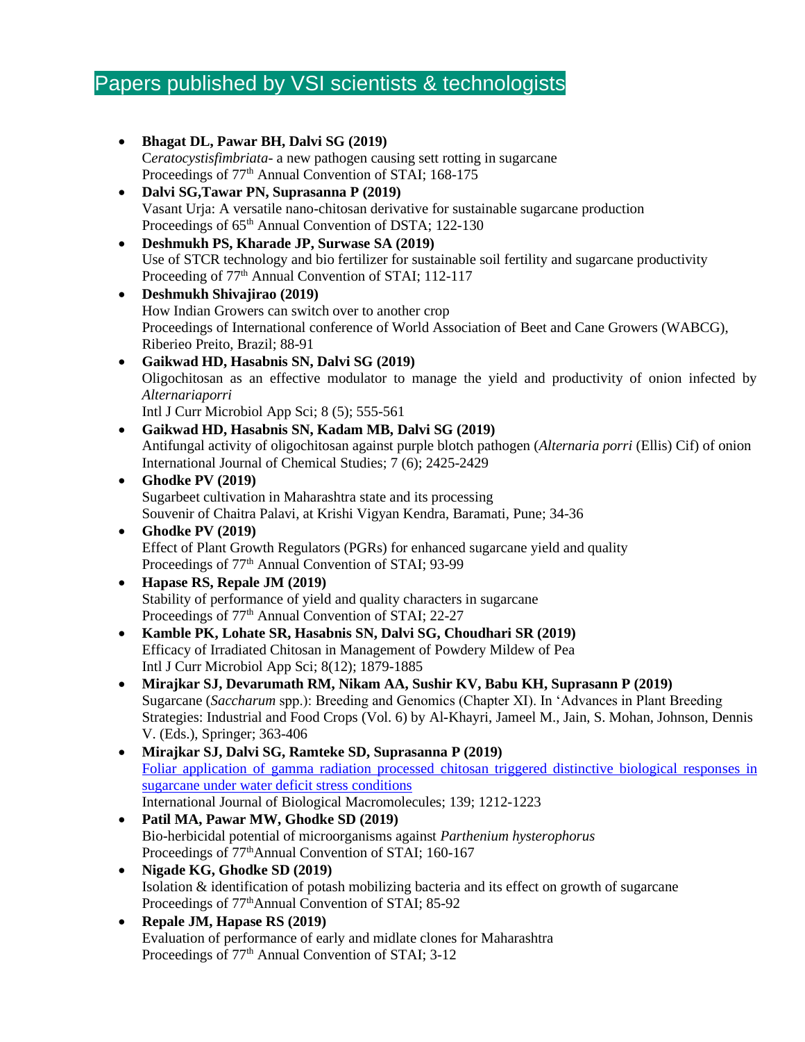# Papers published by VSI scientists & technologists

- **Bhagat DL, Pawar BH, Dalvi SG (2019)**
  C*eratocystisfimbriata*- a new pathogen causing sett rotting in sugarcane
  Proceedings of 77th Annual Convention of STAI; 168-175
- **Dalvi SG,Tawar PN, Suprasanna P (2019)**
  Vasant Urja: A versatile nano-chitosan derivative for sustainable sugarcane production
  Proceedings of 65th Annual Convention of DSTA; 122-130
- **Deshmukh PS, Kharade JP, Surwase SA (2019)**
  Use of STCR technology and bio fertilizer for sustainable soil fertility and sugarcane productivity
  Proceeding of 77th Annual Convention of STAI; 112-117
- **Deshmukh Shivajirao (2019)**
  How Indian Growers can switch over to another crop
  Proceedings of International conference of World Association of Beet and Cane Growers (WABCG), Riberieo Preito, Brazil; 88-91
- **Gaikwad HD, Hasabnis SN, Dalvi SG (2019)**
  Oligochitosan as an effective modulator to manage the yield and productivity of onion infected by *Alternariaporri*
  Intl J Curr Microbiol App Sci; 8 (5); 555-561
- **Gaikwad HD, Hasabnis SN, Kadam MB, Dalvi SG (2019)**
  Antifungal activity of oligochitosan against purple blotch pathogen (*Alternaria porri* (Ellis) Cif) of onion
  International Journal of Chemical Studies; 7 (6); 2425-2429
- **Ghodke PV (2019)**
  Sugarbeet cultivation in Maharashtra state and its processing
  Souvenir of Chaitra Palavi, at Krishi Vigyan Kendra, Baramati, Pune; 34-36
- **Ghodke PV (2019)**
  Effect of Plant Growth Regulators (PGRs) for enhanced sugarcane yield and quality
  Proceedings of 77th Annual Convention of STAI; 93-99
- **Hapase RS, Repale JM (2019)**
  Stability of performance of yield and quality characters in sugarcane
  Proceedings of 77th Annual Convention of STAI; 22-27
- **Kamble PK, Lohate SR, Hasabnis SN, Dalvi SG, Choudhari SR (2019)**
  Efficacy of Irradiated Chitosan in Management of Powdery Mildew of Pea
  Intl J Curr Microbiol App Sci; 8(12); 1879-1885
- **Mirajkar SJ, Devarumath RM, Nikam AA, Sushir KV, Babu KH, Suprasann P (2019)**
  Sugarcane (*Saccharum* spp.): Breeding and Genomics (Chapter XI). In 'Advances in Plant Breeding Strategies: Industrial and Food Crops (Vol. 6) by Al-Khayri, Jameel M., Jain, S. Mohan, Johnson, Dennis V. (Eds.), Springer; 363-406
- **Mirajkar SJ, Dalvi SG, Ramteke SD, Suprasanna P (2019)**
  Foliar application of gamma radiation processed chitosan triggered distinctive biological responses in sugarcane under water deficit stress conditions
  International Journal of Biological Macromolecules; 139; 1212-1223
- **Patil MA, Pawar MW, Ghodke SD (2019)**
  Bio-herbicidal potential of microorganisms against *Parthenium hysterophorus*
  Proceedings of 77thAnnual Convention of STAI; 160-167
- **Nigade KG, Ghodke SD (2019)**
  Isolation & identification of potash mobilizing bacteria and its effect on growth of sugarcane
  Proceedings of 77thAnnual Convention of STAI; 85-92
- **Repale JM, Hapase RS (2019)**
  Evaluation of performance of early and midlate clones for Maharashtra
  Proceedings of 77th Annual Convention of STAI; 3-12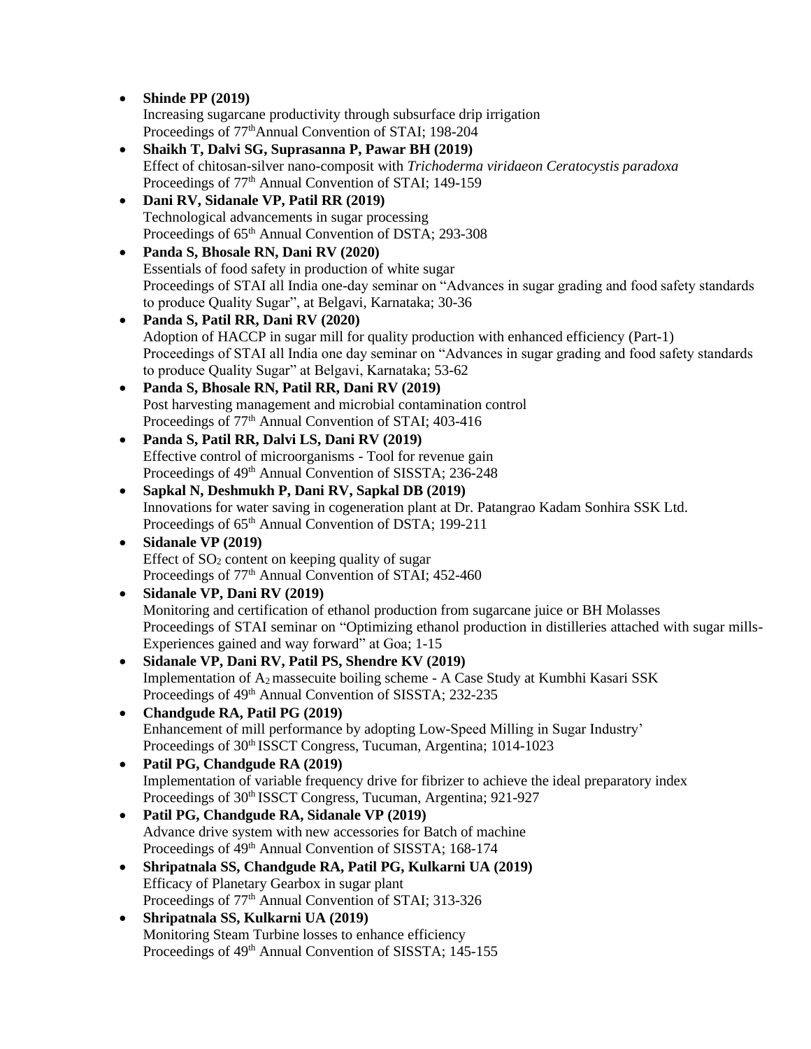- **Shinde PP (2019)**
  Increasing sugarcane productivity through subsurface drip irrigation
  Proceedings of 77th Annual Convention of STAI; 198-204
- **Shaikh T, Dalvi SG, Suprasanna P, Pawar BH (2019)**
  Effect of chitosan-silver nano-composit with *Trichoderma viridae*on *Ceratocystis paradoxa*
  Proceedings of 77th Annual Convention of STAI; 149-159
- **Dani RV, Sidanale VP, Patil RR (2019)**
  Technological advancements in sugar processing
  Proceedings of 65th Annual Convention of DSTA; 293-308
- **Panda S, Bhosale RN, Dani RV (2020)**
  Essentials of food safety in production of white sugar
  Proceedings of STAI all India one-day seminar on "Advances in sugar grading and food safety standards to produce Quality Sugar", at Belgavi, Karnataka; 30-36
- **Panda S, Patil RR, Dani RV (2020)**
  Adoption of HACCP in sugar mill for quality production with enhanced efficiency (Part-1)
  Proceedings of STAI all India one day seminar on "Advances in sugar grading and food safety standards to produce Quality Sugar" at Belgavi, Karnataka; 53-62
- **Panda S, Bhosale RN, Patil RR, Dani RV (2019)**
  Post harvesting management and microbial contamination control
  Proceedings of 77th Annual Convention of STAI; 403-416
- **Panda S, Patil RR, Dalvi LS, Dani RV (2019)**
  Effective control of microorganisms - Tool for revenue gain
  Proceedings of 49th Annual Convention of SISSTA; 236-248
- **Sapkal N, Deshmukh P, Dani RV, Sapkal DB (2019)**
  Innovations for water saving in cogeneration plant at Dr. Patangrao Kadam Sonhira SSK Ltd.
  Proceedings of 65th Annual Convention of DSTA; 199-211
- **Sidanale VP (2019)**
  Effect of $SO_2$ content on keeping quality of sugar
  Proceedings of 77th Annual Convention of STAI; 452-460
- **Sidanale VP, Dani RV (2019)**
  Monitoring and certification of ethanol production from sugarcane juice or BH Molasses
  Proceedings of STAI seminar on "Optimizing ethanol production in distilleries attached with sugar mills-Experiences gained and way forward" at Goa; 1-15
- **Sidanale VP, Dani RV, Patil PS, Shendre KV (2019)**
  Implementation of $A_2$ massecuite boiling scheme - A Case Study at Kumbhi Kasari SSK
  Proceedings of 49th Annual Convention of SISSTA; 232-235
- **Chandgude RA, Patil PG (2019)**
  Enhancement of mill performance by adopting Low-Speed Milling in Sugar Industry'
  Proceedings of 30th ISSCT Congress, Tucuman, Argentina; 1014-1023
- **Patil PG, Chandgude RA (2019)**
  Implementation of variable frequency drive for fibrizer to achieve the ideal preparatory index
  Proceedings of 30th ISSCT Congress, Tucuman, Argentina; 921-927
- **Patil PG, Chandgude RA, Sidanale VP (2019)**
  Advance drive system with new accessories for Batch of machine
  Proceedings of 49th Annual Convention of SISSTA; 168-174
- **Shripatnala SS, Chandgude RA, Patil PG, Kulkarni UA (2019)**
  Efficacy of Planetary Gearbox in sugar plant
  Proceedings of 77th Annual Convention of STAI; 313-326
- **Shripatnala SS, Kulkarni UA (2019)**
  Monitoring Steam Turbine losses to enhance efficiency
  Proceedings of 49th Annual Convention of SISSTA; 145-155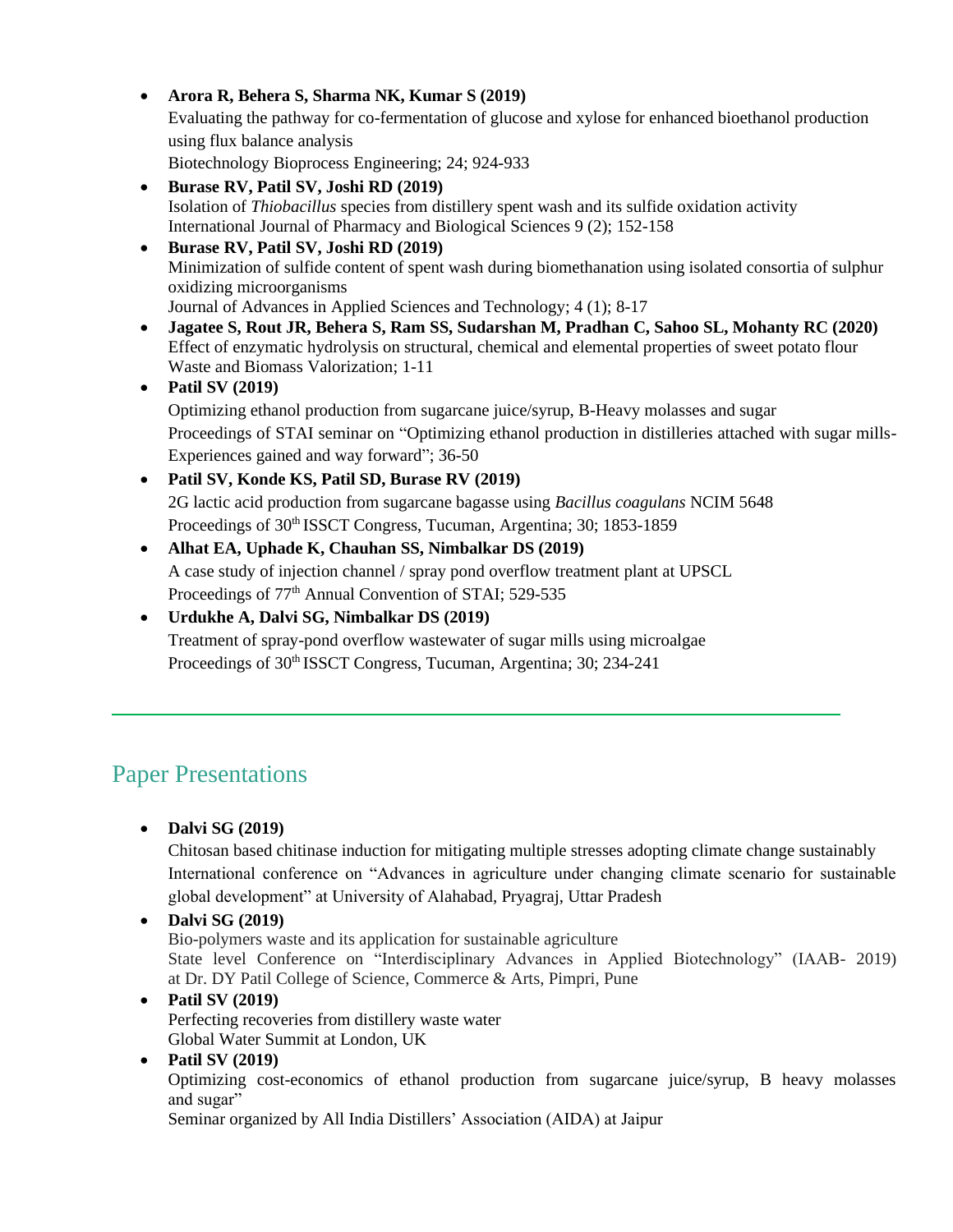- **Arora R, Behera S, Sharma NK, Kumar S (2019)**
  Evaluating the pathway for co-fermentation of glucose and xylose for enhanced bioethanol production using flux balance analysis
  Biotechnology Bioprocess Engineering; 24; 924-933
- **Burase RV, Patil SV, Joshi RD (2019)**
  Isolation of *Thiobacillus* species from distillery spent wash and its sulfide oxidation activity
  International Journal of Pharmacy and Biological Sciences 9 (2); 152-158
- **Burase RV, Patil SV, Joshi RD (2019)**
  Minimization of sulfide content of spent wash during biomethanation using isolated consortia of sulphur oxidizing microorganisms
  Journal of Advances in Applied Sciences and Technology; 4 (1); 8-17
- **Jagatee S, Rout JR, Behera S, Ram SS, Sudarshan M, Pradhan C, Sahoo SL, Mohanty RC (2020)**
  Effect of enzymatic hydrolysis on structural, chemical and elemental properties of sweet potato flour
  Waste and Biomass Valorization; 1-11
- **Patil SV (2019)**
  Optimizing ethanol production from sugarcane juice/syrup, B-Heavy molasses and sugar
  Proceedings of STAI seminar on "Optimizing ethanol production in distilleries attached with sugar mills-Experiences gained and way forward"; 36-50
- **Patil SV, Konde KS, Patil SD, Burase RV (2019)**
  2G lactic acid production from sugarcane bagasse using *Bacillus coagulans* NCIM 5648
  Proceedings of 30th ISSCT Congress, Tucuman, Argentina; 30; 1853-1859
- **Alhat EA, Uphade K, Chauhan SS, Nimbalkar DS (2019)**
  A case study of injection channel / spray pond overflow treatment plant at UPSCL
  Proceedings of 77th Annual Convention of STAI; 529-535
- **Urdukhe A, Dalvi SG, Nimbalkar DS (2019)**
  Treatment of spray-pond overflow wastewater of sugar mills using microalgae
  Proceedings of 30th ISSCT Congress, Tucuman, Argentina; 30; 234-241

## Paper Presentations

- **Dalvi SG (2019)**
  Chitosan based chitinase induction for mitigating multiple stresses adopting climate change sustainably
  International conference on "Advances in agriculture under changing climate scenario for sustainable global development" at University of Alahabad, Pryagraj, Uttar Pradesh
- **Dalvi SG (2019)**
  Bio-polymers waste and its application for sustainable agriculture
  State level Conference on "Interdisciplinary Advances in Applied Biotechnology" (IAAB- 2019) at Dr. DY Patil College of Science, Commerce & Arts, Pimpri, Pune
- **Patil SV (2019)**
  Perfecting recoveries from distillery waste water
  Global Water Summit at London, UK
- **Patil SV (2019)**
  Optimizing cost-economics of ethanol production from sugarcane juice/syrup, B heavy molasses and sugar"
  Seminar organized by All India Distillers' Association (AIDA) at Jaipur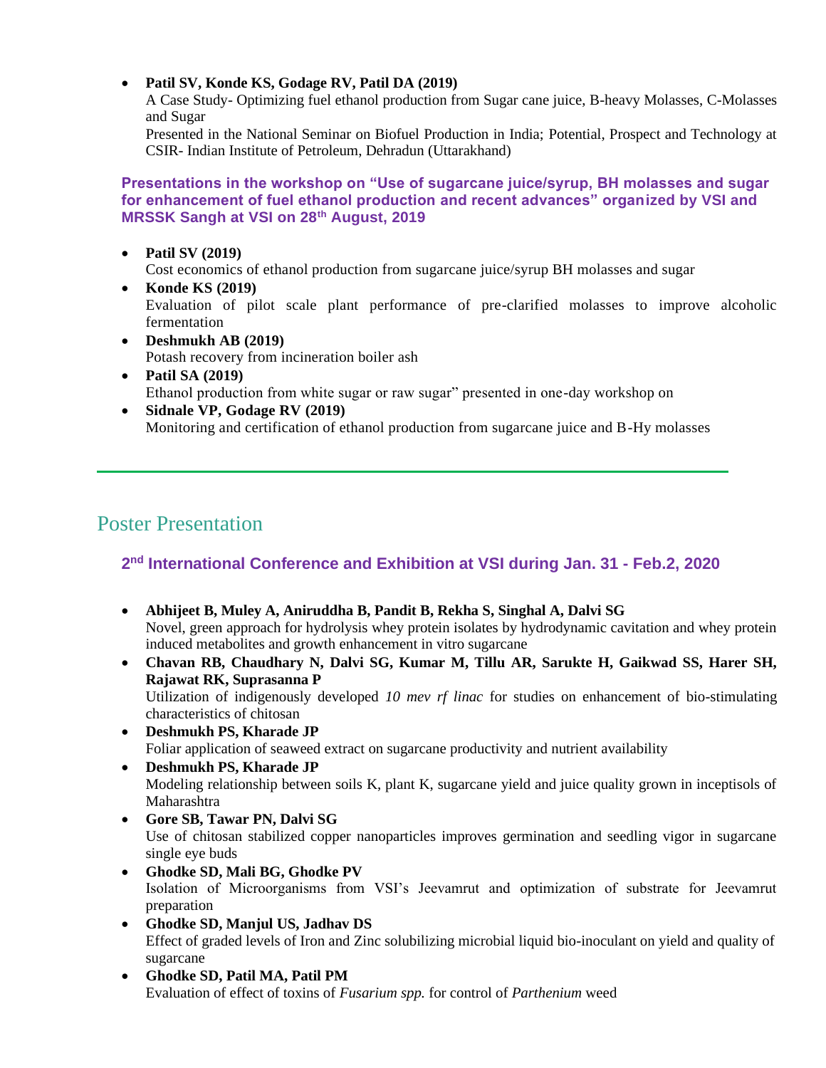- **Patil SV, Konde KS, Godage RV, Patil DA (2019)**
  A Case Study- Optimizing fuel ethanol production from Sugar cane juice, B-heavy Molasses, C-Molasses and Sugar
  Presented in the National Seminar on Biofuel Production in India; Potential, Prospect and Technology at CSIR- Indian Institute of Petroleum, Dehradun (Uttarakhand)

### Presentations in the workshop on "Use of sugarcane juice/syrup, BH molasses and sugar for enhancement of fuel ethanol production and recent advances" organized by VSI and MRSSK Sangh at VSI on 28th August, 2019

- **Patil SV (2019)**
  Cost economics of ethanol production from sugarcane juice/syrup BH molasses and sugar
- **Konde KS (2019)**
  Evaluation of pilot scale plant performance of pre-clarified molasses to improve alcoholic fermentation
- **Deshmukh AB (2019)**
  Potash recovery from incineration boiler ash
- **Patil SA (2019)**
  Ethanol production from white sugar or raw sugar" presented in one-day workshop on
- **Sidnale VP, Godage RV (2019)**
  Monitoring and certification of ethanol production from sugarcane juice and B-Hy molasses

---

## Poster Presentation

### 2nd International Conference and Exhibition at VSI during Jan. 31 - Feb.2, 2020

- **Abhijeet B, Muley A, Aniruddha B, Pandit B, Rekha S, Singhal A, Dalvi SG**
  Novel, green approach for hydrolysis whey protein isolates by hydrodynamic cavitation and whey protein induced metabolites and growth enhancement in vitro sugarcane
- **Chavan RB, Chaudhary N, Dalvi SG, Kumar M, Tillu AR, Sarukte H, Gaikwad SS, Harer SH, Rajawat RK, Suprasanna P**
  Utilization of indigenously developed *10 mev rf linac* for studies on enhancement of bio-stimulating characteristics of chitosan
- **Deshmukh PS, Kharade JP**
  Foliar application of seaweed extract on sugarcane productivity and nutrient availability
- **Deshmukh PS, Kharade JP**
  Modeling relationship between soils K, plant K, sugarcane yield and juice quality grown in inceptisols of Maharashtra
- **Gore SB, Tawar PN, Dalvi SG**
  Use of chitosan stabilized copper nanoparticles improves germination and seedling vigor in sugarcane single eye buds
- **Ghodke SD, Mali BG, Ghodke PV**
  Isolation of Microorganisms from VSI's Jeevamrut and optimization of substrate for Jeevamrut preparation
- **Ghodke SD, Manjul US, Jadhav DS**
  Effect of graded levels of Iron and Zinc solubilizing microbial liquid bio-inoculant on yield and quality of sugarcane
- **Ghodke SD, Patil MA, Patil PM**
  Evaluation of effect of toxins of *Fusarium spp.* for control of *Parthenium* weed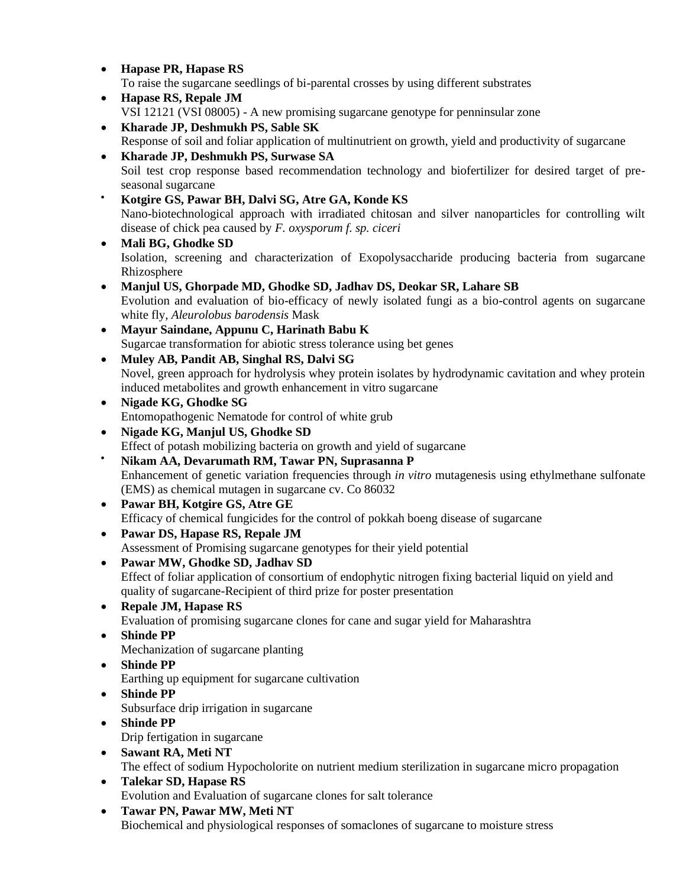- **Hapase PR, Hapase RS**
  To raise the sugarcane seedlings of bi-parental crosses by using different substrates
- **Hapase RS, Repale JM**
  VSI 12121 (VSI 08005) - A new promising sugarcane genotype for penninsular zone
- **Kharade JP, Deshmukh PS, Sable SK**
  Response of soil and foliar application of multinutrient on growth, yield and productivity of sugarcane
- **Kharade JP, Deshmukh PS, Surwase SA**
  Soil test crop response based recommendation technology and biofertilizer for desired target of pre-seasonal sugarcane
- **Kotgire GS, Pawar BH, Dalvi SG, Atre GA, Konde KS**
  Nano-biotechnological approach with irradiated chitosan and silver nanoparticles for controlling wilt disease of chick pea caused by *F. oxysporum f. sp. ciceri*
- **Mali BG, Ghodke SD**
  Isolation, screening and characterization of Exopolysaccharide producing bacteria from sugarcane Rhizosphere
- **Manjul US, Ghorpade MD, Ghodke SD, Jadhav DS, Deokar SR, Lahare SB**
  Evolution and evaluation of bio-efficacy of newly isolated fungi as a bio-control agents on sugarcane white fly, *Aleurolobus barodensis* Mask
- **Mayur Saindane, Appunu C, Harinath Babu K**
  Sugarcae transformation for abiotic stress tolerance using bet genes
- **Muley AB, Pandit AB, Singhal RS, Dalvi SG**
  Novel, green approach for hydrolysis whey protein isolates by hydrodynamic cavitation and whey protein induced metabolites and growth enhancement in vitro sugarcane
- **Nigade KG, Ghodke SG**
  Entomopathogenic Nematode for control of white grub
- **Nigade KG, Manjul US, Ghodke SD**
  Effect of potash mobilizing bacteria on growth and yield of sugarcane
- **Nikam AA, Devarumath RM, Tawar PN, Suprasanna P**
  Enhancement of genetic variation frequencies through *in vitro* mutagenesis using ethylmethane sulfonate (EMS) as chemical mutagen in sugarcane cv. Co 86032
- **Pawar BH, Kotgire GS, Atre GE**
  Efficacy of chemical fungicides for the control of pokkah boeng disease of sugarcane
- **Pawar DS, Hapase RS, Repale JM**
  Assessment of Promising sugarcane genotypes for their yield potential
- **Pawar MW, Ghodke SD, Jadhav SD**
  Effect of foliar application of consortium of endophytic nitrogen fixing bacterial liquid on yield and quality of sugarcane-Recipient of third prize for poster presentation
- **Repale JM, Hapase RS**
  Evaluation of promising sugarcane clones for cane and sugar yield for Maharashtra
- **Shinde PP**
  Mechanization of sugarcane planting
- **Shinde PP**
  Earthing up equipment for sugarcane cultivation
- **Shinde PP**
  Subsurface drip irrigation in sugarcane
- **Shinde PP**
  Drip fertigation in sugarcane
- **Sawant RA, Meti NT**
  The effect of sodium Hypocholorite on nutrient medium sterilization in sugarcane micro propagation
- **Talekar SD, Hapase RS**
  Evolution and Evaluation of sugarcane clones for salt tolerance
- **Tawar PN, Pawar MW, Meti NT**
  Biochemical and physiological responses of somaclones of sugarcane to moisture stress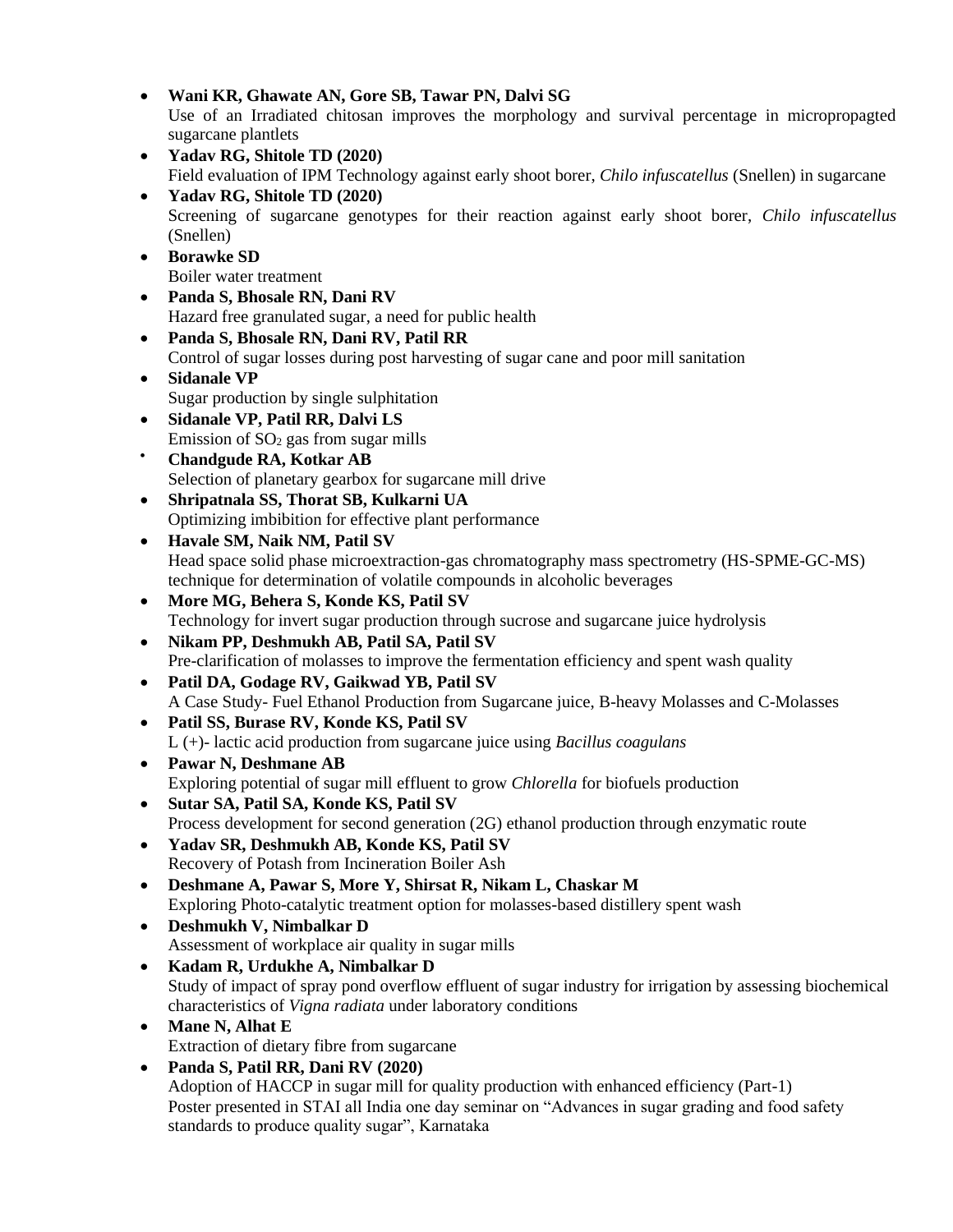- **Wani KR, Ghawate AN, Gore SB, Tawar PN, Dalvi SG**
  Use of an Irradiated chitosan improves the morphology and survival percentage in micropropagted sugarcane plantlets
- **Yadav RG, Shitole TD (2020)**
  Field evaluation of IPM Technology against early shoot borer, *Chilo infuscatellus* (Snellen) in sugarcane
- **Yadav RG, Shitole TD (2020)**
  Screening of sugarcane genotypes for their reaction against early shoot borer, *Chilo infuscatellus* (Snellen)
- **Borawke SD**
  Boiler water treatment
- **Panda S, Bhosale RN, Dani RV**
  Hazard free granulated sugar, a need for public health
- **Panda S, Bhosale RN, Dani RV, Patil RR**
  Control of sugar losses during post harvesting of sugar cane and poor mill sanitation
- **Sidanale VP**
  Sugar production by single sulphitation
- **Sidanale VP, Patil RR, Dalvi LS**
  Emission of $SO_2$ gas from sugar mills
- **Chandgude RA, Kotkar AB**
  Selection of planetary gearbox for sugarcane mill drive
- **Shripatnala SS, Thorat SB, Kulkarni UA**
  Optimizing imbibition for effective plant performance
- **Havale SM, Naik NM, Patil SV**
  Head space solid phase microextraction-gas chromatography mass spectrometry (HS-SPME-GC-MS) technique for determination of volatile compounds in alcoholic beverages
- **More MG, Behera S, Konde KS, Patil SV**
  Technology for invert sugar production through sucrose and sugarcane juice hydrolysis
- **Nikam PP, Deshmukh AB, Patil SA, Patil SV**
  Pre-clarification of molasses to improve the fermentation efficiency and spent wash quality
- **Patil DA, Godage RV, Gaikwad YB, Patil SV**
  A Case Study- Fuel Ethanol Production from Sugarcane juice, B-heavy Molasses and C-Molasses
- **Patil SS, Burase RV, Konde KS, Patil SV**
  L (+)- lactic acid production from sugarcane juice using *Bacillus coagulans*
- **Pawar N, Deshmane AB**
  Exploring potential of sugar mill effluent to grow *Chlorella* for biofuels production
- **Sutar SA, Patil SA, Konde KS, Patil SV**
  Process development for second generation (2G) ethanol production through enzymatic route
- **Yadav SR, Deshmukh AB, Konde KS, Patil SV**
  Recovery of Potash from Incineration Boiler Ash
- **Deshmane A, Pawar S, More Y, Shirsat R, Nikam L, Chaskar M**
  Exploring Photo-catalytic treatment option for molasses-based distillery spent wash
- **Deshmukh V, Nimbalkar D**
  Assessment of workplace air quality in sugar mills
- **Kadam R, Urdukhe A, Nimbalkar D**
  Study of impact of spray pond overflow effluent of sugar industry for irrigation by assessing biochemical characteristics of *Vigna radiata* under laboratory conditions
- **Mane N, Alhat E**
  Extraction of dietary fibre from sugarcane
- **Panda S, Patil RR, Dani RV (2020)**
  Adoption of HACCP in sugar mill for quality production with enhanced efficiency (Part-1)
  Poster presented in STAI all India one day seminar on "Advances in sugar grading and food safety standards to produce quality sugar", Karnataka